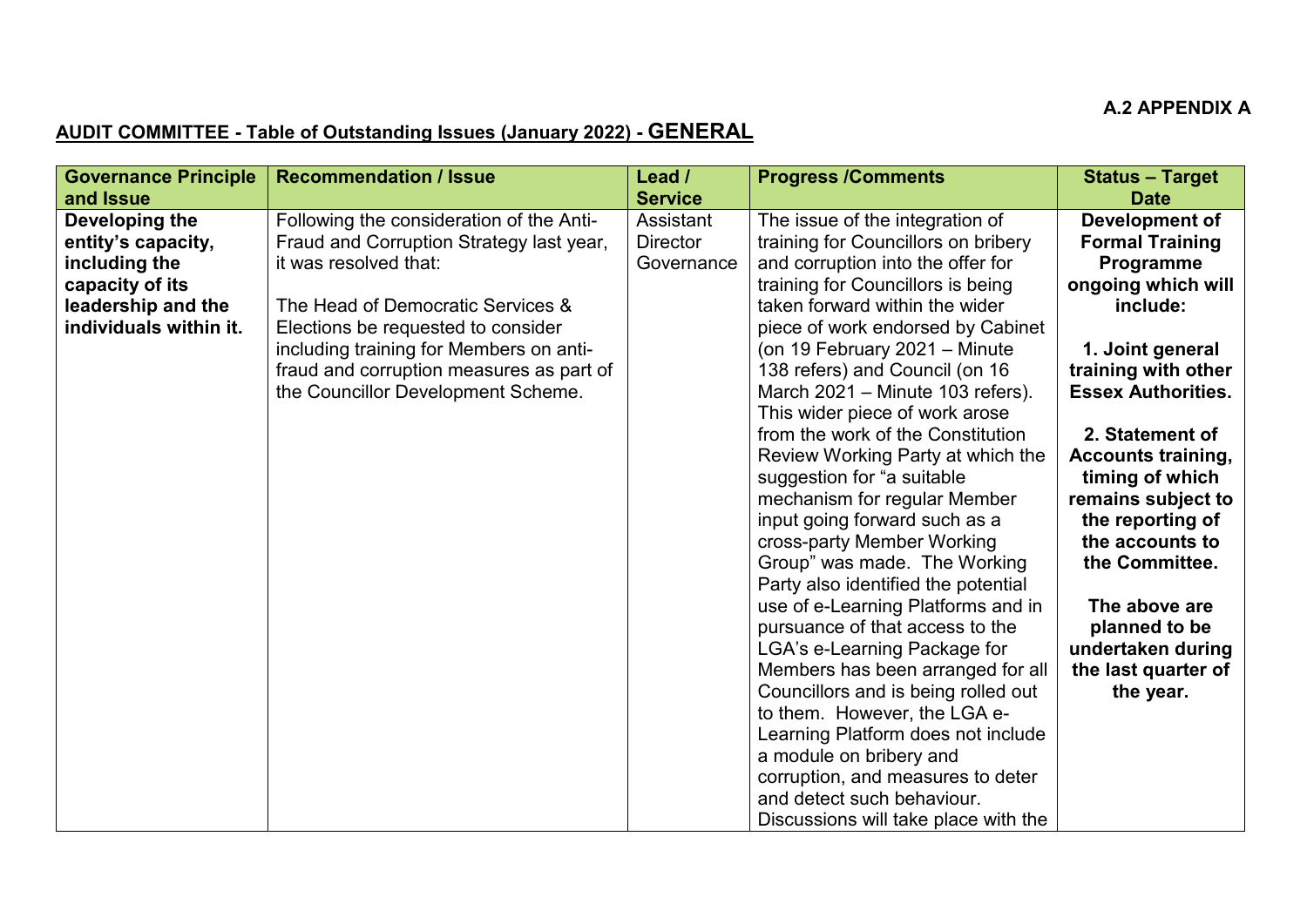**A.2 APPENDIX A**

## AUDIT COMMITTEE - Table of Outstanding Issues (January 2022) - GENERAL

| Governance Principle and Issue | Recommendation / Issue | Lead / Service | Progress /Comments | Status – Target Date |
|---|---|---|---|---|
| **Developing the entity's capacity, including the capacity of its leadership and the individuals within it.** | Following the consideration of the Anti-Fraud and Corruption Strategy last year, it was resolved that:<br><br>The Head of Democratic Services & Elections be requested to consider including training for Members on anti-fraud and corruption measures as part of the Councillor Development Scheme. | Assistant Director Governance | The issue of the integration of training for Councillors on bribery and corruption into the offer for training for Councillors is being taken forward within the wider piece of work endorsed by Cabinet (on 19 February 2021 – Minute 138 refers) and Council (on 16 March 2021 – Minute 103 refers). This wider piece of work arose from the work of the Constitution Review Working Party at which the suggestion for "a suitable mechanism for regular Member input going forward such as a cross-party Member Working Group" was made. The Working Party also identified the potential use of e-Learning Platforms and in pursuance of that access to the LGA's e-Learning Package for Members has been arranged for all Councillors and is being rolled out to them. However, the LGA e-Learning Platform does not include a module on bribery and corruption, and measures to deter and detect such behaviour. Discussions will take place with the | **Development of Formal Training Programme ongoing which will include:**<br><br>**1. Joint general training with other Essex Authorities.**<br><br>**2. Statement of Accounts training, timing of which remains subject to the reporting of the accounts to the Committee.**<br><br>**The above are planned to be undertaken during the last quarter of the year.** |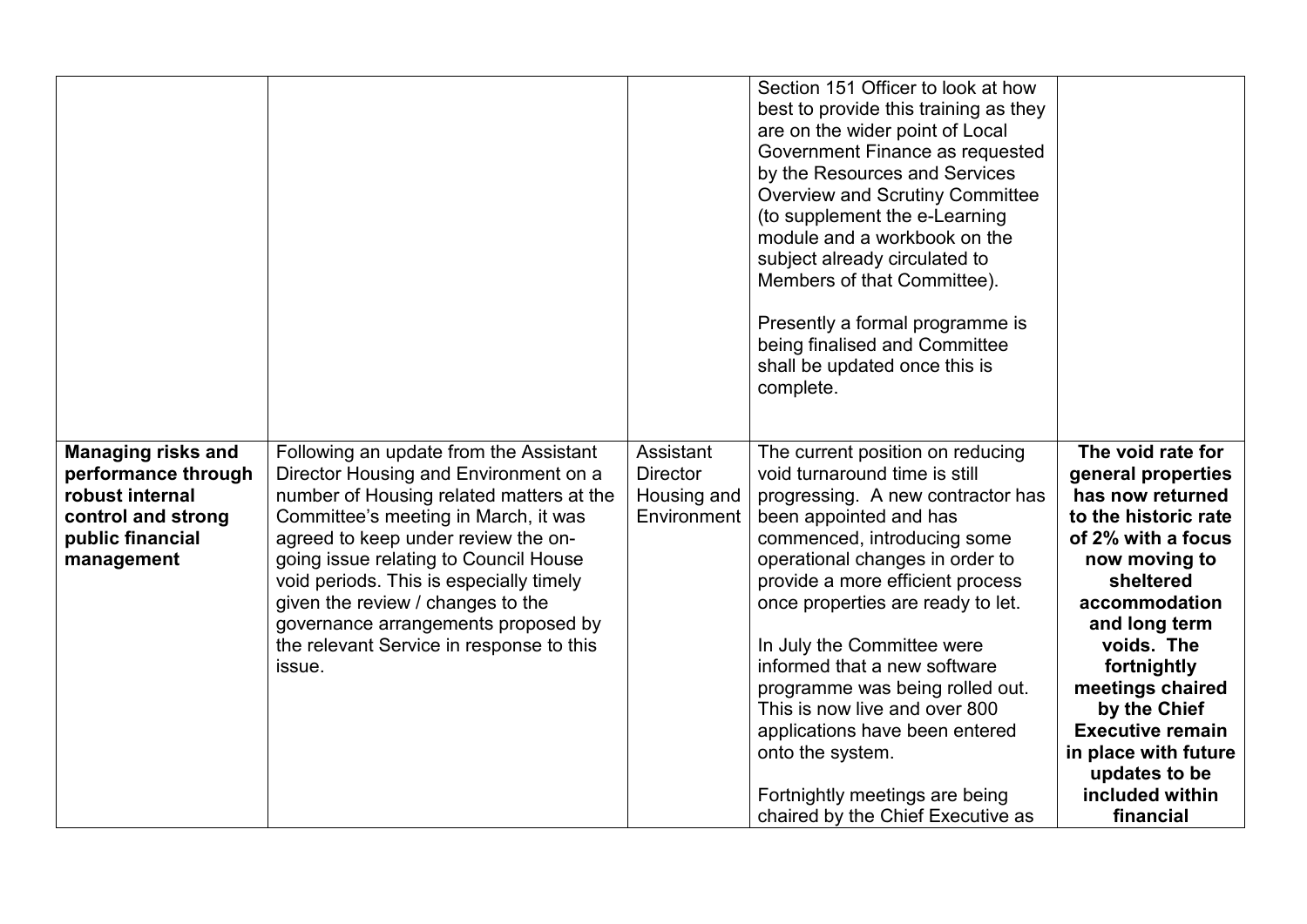| | | | | |
|---|---|---|---|---|
| | | | Section 151 Officer to look at how best to provide this training as they are on the wider point of Local Government Finance as requested by the Resources and Services Overview and Scrutiny Committee (to supplement the e-Learning module and a workbook on the subject already circulated to Members of that Committee).<br><br>Presently a formal programme is being finalised and Committee shall be updated once this is complete. | |
| **Managing risks and performance through robust internal control and strong public financial management** | Following an update from the Assistant Director Housing and Environment on a number of Housing related matters at the Committee's meeting in March, it was agreed to keep under review the on-going issue relating to Council House void periods. This is especially timely given the review / changes to the governance arrangements proposed by the relevant Service in response to this issue. | Assistant Director Housing and Environment | The current position on reducing void turnaround time is still progressing. A new contractor has been appointed and has commenced, introducing some operational changes in order to provide a more efficient process once properties are ready to let.<br><br>In July the Committee were informed that a new software programme was being rolled out. This is now live and over 800 applications have been entered onto the system.<br><br>Fortnightly meetings are being chaired by the Chief Executive as | **The void rate for general properties has now returned to the historic rate of 2% with a focus now moving to sheltered accommodation and long term voids. The fortnightly meetings chaired by the Chief Executive remain in place with future updates to be included within financial** |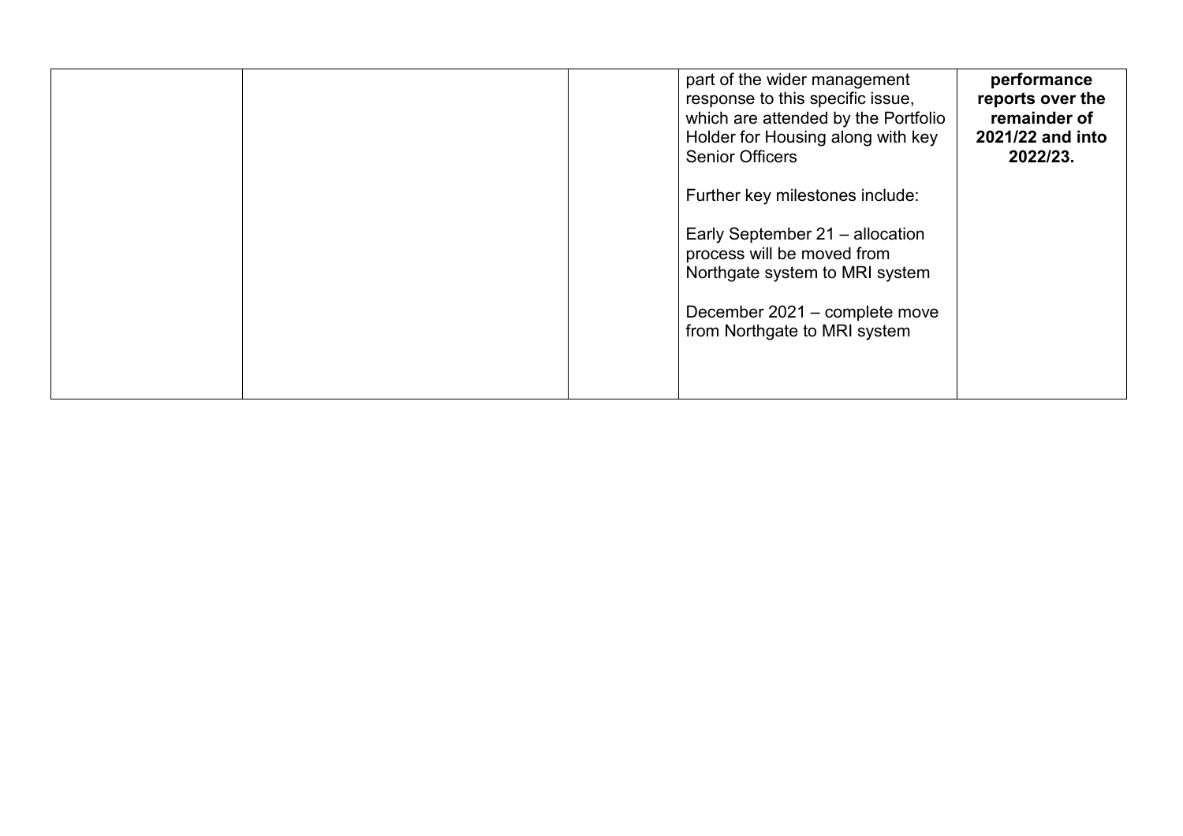| | | | | |
|---|---|---|---|---|
| | | | part of the wider management response to this specific issue, which are attended by the Portfolio Holder for Housing along with key Senior Officers<br><br>Further key milestones include:<br><br>Early September 21 – allocation process will be moved from Northgate system to MRI system<br><br>December 2021 – complete move from Northgate to MRI system | **performance reports over the remainder of 2021/22 and into 2022/23.** |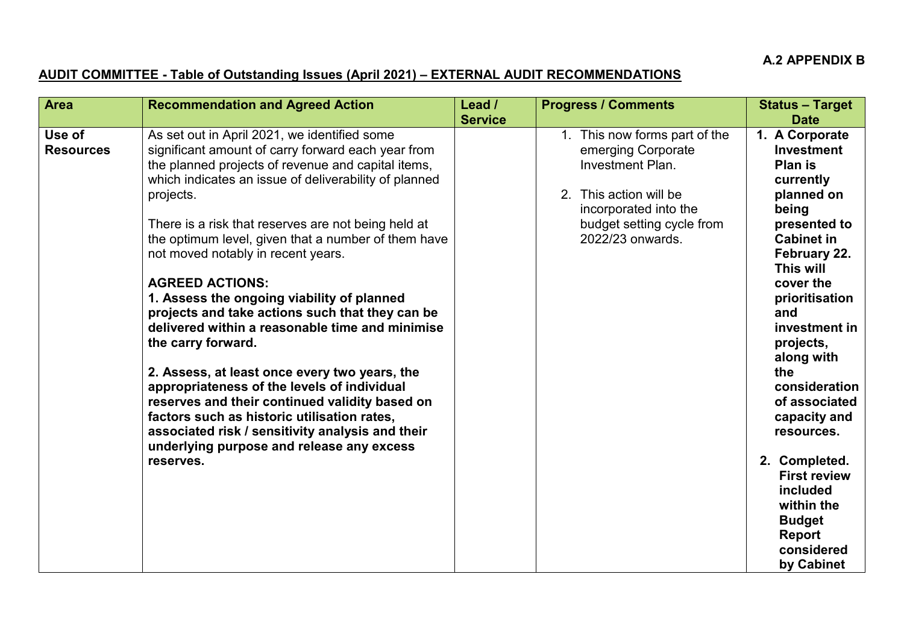**A.2 APPENDIX B**

**AUDIT COMMITTEE - Table of Outstanding Issues (April 2021) – EXTERNAL AUDIT RECOMMENDATIONS**

| Area | Recommendation and Agreed Action | Lead / Service | Progress / Comments | Status – Target Date |
|---|---|---|---|---|
| **Use of Resources** | As set out in April 2021, we identified some significant amount of carry forward each year from the planned projects of revenue and capital items, which indicates an issue of deliverability of planned projects.<br><br>There is a risk that reserves are not being held at the optimum level, given that a number of them have not moved notably in recent years.<br><br>**AGREED ACTIONS:**<br>**1. Assess the ongoing viability of planned projects and take actions such that they can be delivered within a reasonable time and minimise the carry forward.**<br><br>**2. Assess, at least once every two years, the appropriateness of the levels of individual reserves and their continued validity based on factors such as historic utilisation rates, associated risk / sensitivity analysis and their underlying purpose and release any excess reserves.** | | 1. This now forms part of the emerging Corporate Investment Plan.<br><br>2. This action will be incorporated into the budget setting cycle from 2022/23 onwards. | **1. A Corporate Investment Plan is currently planned on being presented to Cabinet in February 22. This will cover the prioritisation and investment in projects, along with the consideration of associated capacity and resources.**<br><br>**2. Completed. First review included within the Budget Report considered by Cabinet** |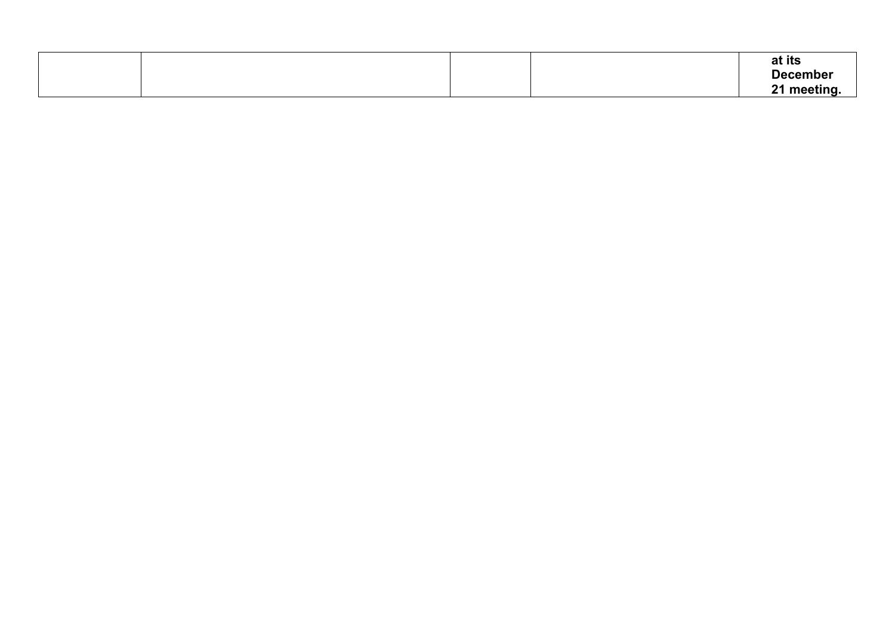| | | | | |
|---|---|---|---|---|
| | | | | **at its December 21 meeting.** |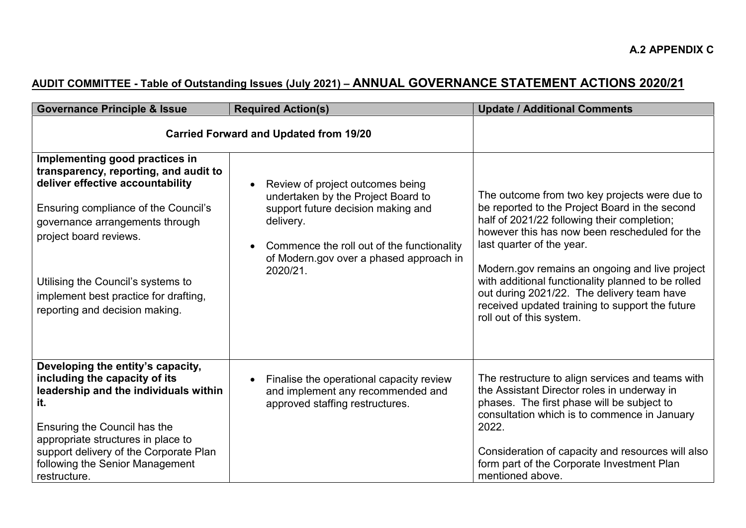**A.2 APPENDIX C**

## AUDIT COMMITTEE - Table of Outstanding Issues (July 2021) – ANNUAL GOVERNANCE STATEMENT ACTIONS 2020/21

| Governance Principle & Issue | Required Action(s) | Update / Additional Comments |
|---|---|---|
| **Carried Forward and Updated from 19/20** | | |
| **Implementing good practices in transparency, reporting, and audit to deliver effective accountability**<br><br>Ensuring compliance of the Council's governance arrangements through project board reviews.<br><br>Utilising the Council's systems to implement best practice for drafting, reporting and decision making. | • Review of project outcomes being undertaken by the Project Board to support future decision making and delivery.<br><br>• Commence the roll out of the functionality of Modern.gov over a phased approach in 2020/21. | The outcome from two key projects were due to be reported to the Project Board in the second half of 2021/22 following their completion; however this has now been rescheduled for the last quarter of the year.<br><br>Modern.gov remains an ongoing and live project with additional functionality planned to be rolled out during 2021/22. The delivery team have received updated training to support the future roll out of this system. |
| **Developing the entity's capacity, including the capacity of its leadership and the individuals within it.**<br><br>Ensuring the Council has the appropriate structures in place to support delivery of the Corporate Plan following the Senior Management restructure. | • Finalise the operational capacity review and implement any recommended and approved staffing restructures. | The restructure to align services and teams with the Assistant Director roles in underway in phases. The first phase will be subject to consultation which is to commence in January 2022.<br><br>Consideration of capacity and resources will also form part of the Corporate Investment Plan mentioned above. |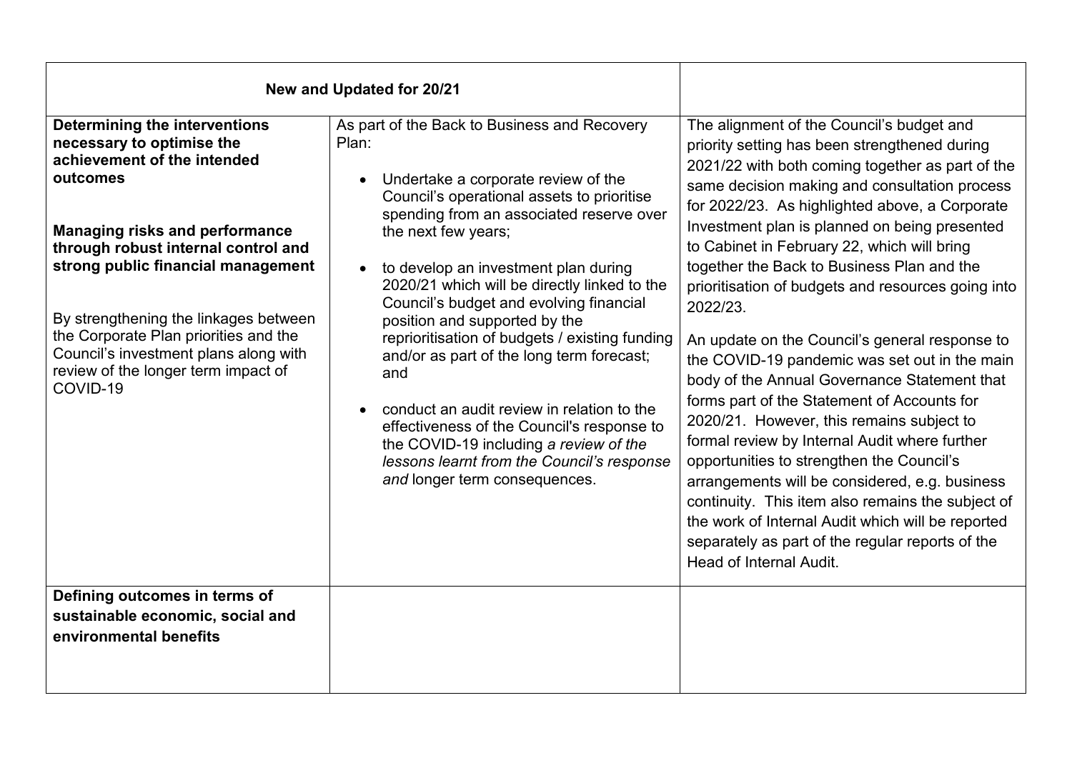| New and Updated for 20/21 | | |
|---|---|---|
| **Determining the interventions necessary to optimise the achievement of the intended outcomes**<br><br>**Managing risks and performance through robust internal control and strong public financial management**<br><br>By strengthening the linkages between the Corporate Plan priorities and the Council's investment plans along with review of the longer term impact of COVID-19 | As part of the Back to Business and Recovery Plan:<br><br>• Undertake a corporate review of the Council's operational assets to prioritise spending from an associated reserve over the next few years;<br><br>• to develop an investment plan during 2020/21 which will be directly linked to the Council's budget and evolving financial position and supported by the reprioritisation of budgets / existing funding and/or as part of the long term forecast; and<br><br>• conduct an audit review in relation to the effectiveness of the Council's response to the COVID-19 including *a review of the lessons learnt from the Council's response and* longer term consequences. | The alignment of the Council's budget and priority setting has been strengthened during 2021/22 with both coming together as part of the same decision making and consultation process for 2022/23. As highlighted above, a Corporate Investment plan is planned on being presented to Cabinet in February 22, which will bring together the Back to Business Plan and the prioritisation of budgets and resources going into 2022/23.<br><br>An update on the Council's general response to the COVID-19 pandemic was set out in the main body of the Annual Governance Statement that forms part of the Statement of Accounts for 2020/21. However, this remains subject to formal review by Internal Audit where further opportunities to strengthen the Council's arrangements will be considered, e.g. business continuity. This item also remains the subject of the work of Internal Audit which will be reported separately as part of the regular reports of the Head of Internal Audit. |
| **Defining outcomes in terms of sustainable economic, social and environmental benefits** | | |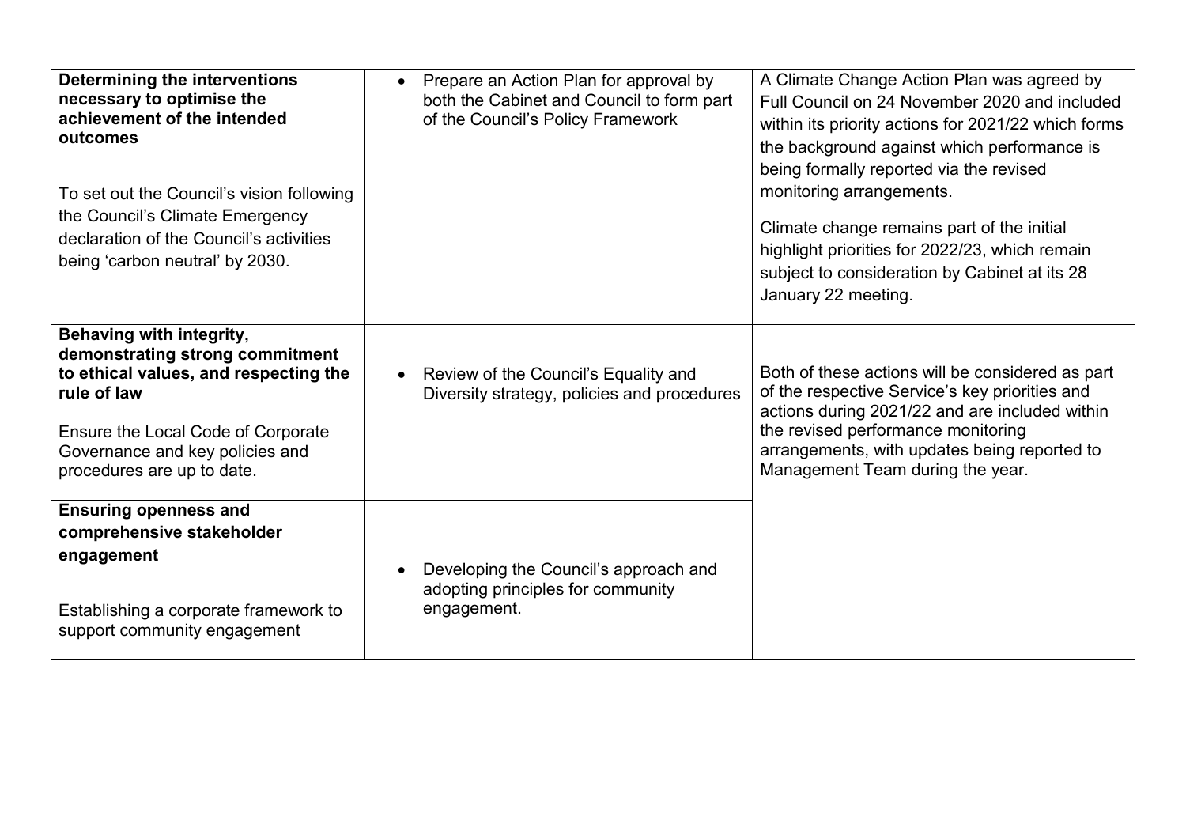| | | |
|---|---|---|
| **Determining the interventions necessary to optimise the achievement of the intended outcomes**<br><br>To set out the Council's vision following the Council's Climate Emergency declaration of the Council's activities being 'carbon neutral' by 2030. | • Prepare an Action Plan for approval by both the Cabinet and Council to form part of the Council's Policy Framework | A Climate Change Action Plan was agreed by Full Council on 24 November 2020 and included within its priority actions for 2021/22 which forms the background against which performance is being formally reported via the revised monitoring arrangements.<br><br>Climate change remains part of the initial highlight priorities for 2022/23, which remain subject to consideration by Cabinet at its 28 January 22 meeting. |
| **Behaving with integrity, demonstrating strong commitment to ethical values, and respecting the rule of law**<br><br>Ensure the Local Code of Corporate Governance and key policies and procedures are up to date. | • Review of the Council's Equality and Diversity strategy, policies and procedures | Both of these actions will be considered as part of the respective Service's key priorities and actions during 2021/22 and are included within the revised performance monitoring arrangements, with updates being reported to Management Team during the year. |
| **Ensuring openness and comprehensive stakeholder engagement**<br><br>Establishing a corporate framework to support community engagement | • Developing the Council's approach and adopting principles for community engagement. | |